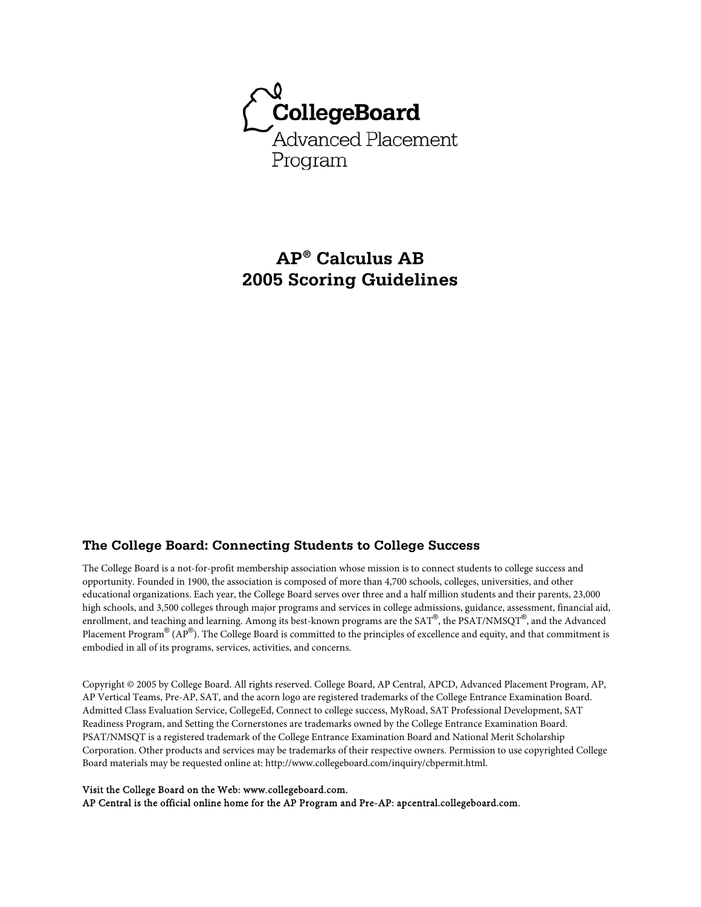CollegeBoard
Advanced Placement
Program

# AP® Calculus AB
# 2005 Scoring Guidelines

## The College Board: Connecting Students to College Success

The College Board is a not-for-profit membership association whose mission is to connect students to college success and opportunity. Founded in 1900, the association is composed of more than 4,700 schools, colleges, universities, and other educational organizations. Each year, the College Board serves over three and a half million students and their parents, 23,000 high schools, and 3,500 colleges through major programs and services in college admissions, guidance, assessment, financial aid, enrollment, and teaching and learning. Among its best-known programs are the SAT®, the PSAT/NMSQT®, and the Advanced Placement Program® (AP®). The College Board is committed to the principles of excellence and equity, and that commitment is embodied in all of its programs, services, activities, and concerns.

Copyright © 2005 by College Board. All rights reserved. College Board, AP Central, APCD, Advanced Placement Program, AP, AP Vertical Teams, Pre-AP, SAT, and the acorn logo are registered trademarks of the College Entrance Examination Board. Admitted Class Evaluation Service, CollegeEd, Connect to college success, MyRoad, SAT Professional Development, SAT Readiness Program, and Setting the Cornerstones are trademarks owned by the College Entrance Examination Board. PSAT/NMSQT is a registered trademark of the College Entrance Examination Board and National Merit Scholarship Corporation. Other products and services may be trademarks of their respective owners. Permission to use copyrighted College Board materials may be requested online at: http://www.collegeboard.com/inquiry/cbpermit.html.

Visit the College Board on the Web: www.collegeboard.com.
AP Central is the official online home for the AP Program and Pre-AP: apcentral.collegeboard.com.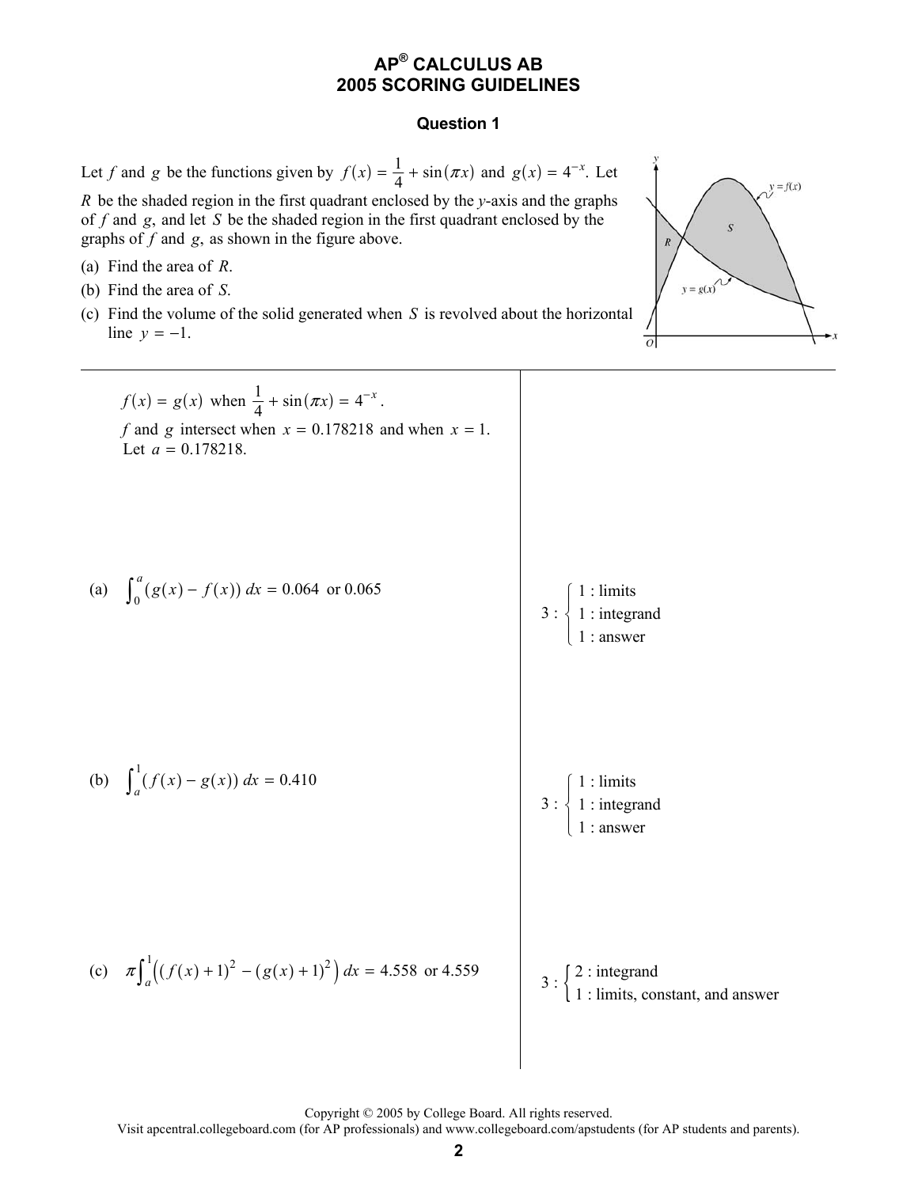# AP® CALCULUS AB
# 2005 SCORING GUIDELINES

## Question 1

Let $f$ and $g$ be the functions given by $f(x) = \frac{1}{4} + \sin(\pi x)$ and $g(x) = 4^{-x}$. Let $R$ be the shaded region in the first quadrant enclosed by the $y$-axis and the graphs of $f$ and $g$, and let $S$ be the shaded region in the first quadrant enclosed by the graphs of $f$ and $g$, as shown in the figure above.

(a) Find the area of $R$.

(b) Find the area of $S$.

(c) Find the volume of the solid generated when $S$ is revolved about the horizontal line $y = -1$.

---

$f(x) = g(x)$ when $\frac{1}{4} + \sin(\pi x) = 4^{-x}$.

$f$ and $g$ intersect when $x = 0.178218$ and when $x = 1$.

Let $a = 0.178218$.

(a) $\int_0^a (g(x) - f(x))\,dx = 0.064$ or $0.065$

$$3 : \begin{cases} 1 : \text{limits} \\ 1 : \text{integrand} \\ 1 : \text{answer} \end{cases}$$

(b) $\int_a^1 (f(x) - g(x))\,dx = 0.410$

$$3 : \begin{cases} 1 : \text{limits} \\ 1 : \text{integrand} \\ 1 : \text{answer} \end{cases}$$

(c) $\pi\int_a^1 \left((f(x)+1)^2 - (g(x)+1)^2\right) dx = 4.558$ or $4.559$

$$3 : \begin{cases} 2 : \text{integrand} \\ 1 : \text{limits, constant, and answer} \end{cases}$$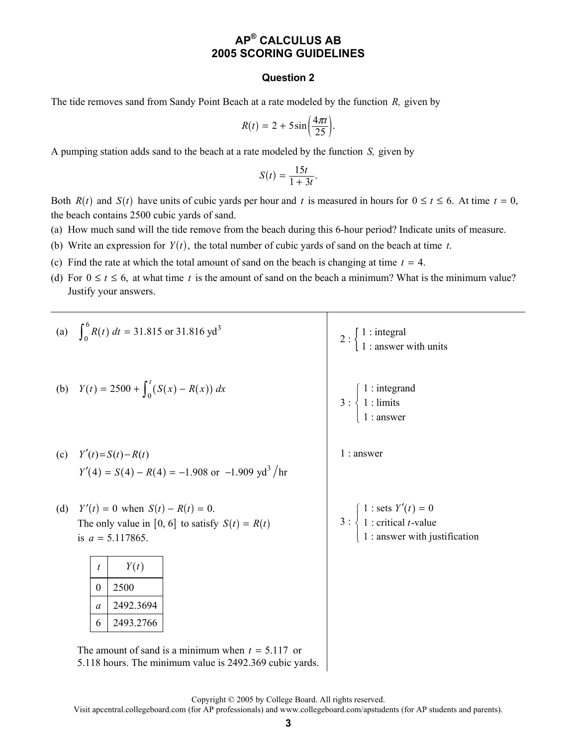# AP® CALCULUS AB
# 2005 SCORING GUIDELINES

## Question 2

The tide removes sand from Sandy Point Beach at a rate modeled by the function $R$, given by

$$R(t) = 2 + 5\sin\left(\frac{4\pi t}{25}\right).$$

A pumping station adds sand to the beach at a rate modeled by the function $S$, given by

$$S(t) = \frac{15t}{1 + 3t}.$$

Both $R(t)$ and $S(t)$ have units of cubic yards per hour and $t$ is measured in hours for $0 \le t \le 6$. At time $t = 0$, the beach contains 2500 cubic yards of sand.

(a) How much sand will the tide remove from the beach during this 6-hour period? Indicate units of measure.

(b) Write an expression for $Y(t)$, the total number of cubic yards of sand on the beach at time $t$.

(c) Find the rate at which the total amount of sand on the beach is changing at time $t = 4$.

(d) For $0 \le t \le 6$, at what time $t$ is the amount of sand on the beach a minimum? What is the minimum value? Justify your answers.

---

(a) $\int_0^6 R(t)\,dt = 31.815$ or $31.816$ yd$^3$

$2 : \begin{cases} 1 : \text{integral} \\ 1 : \text{answer with units} \end{cases}$

(b) $Y(t) = 2500 + \int_0^t (S(x) - R(x))\,dx$

$3 : \begin{cases} 1 : \text{integrand} \\ 1 : \text{limits} \\ 1 : \text{answer} \end{cases}$

(c) $Y'(t) = S(t) - R(t)$

$Y'(4) = S(4) - R(4) = -1.908$ or $-1.909$ yd$^3$/hr

1 : answer

(d) $Y'(t) = 0$ when $S(t) - R(t) = 0$.

The only value in $[0, 6]$ to satisfy $S(t) = R(t)$ is $a = 5.117865$.

| $t$ | $Y(t)$ |
|---|---|
| 0 | 2500 |
| $a$ | 2492.3694 |
| 6 | 2493.2766 |

The amount of sand is a minimum when $t = 5.117$ or $5.118$ hours. The minimum value is 2492.369 cubic yards.

$3 : \begin{cases} 1 : \text{sets } Y'(t) = 0 \\ 1 : \text{critical } t\text{-value} \\ 1 : \text{answer with justification} \end{cases}$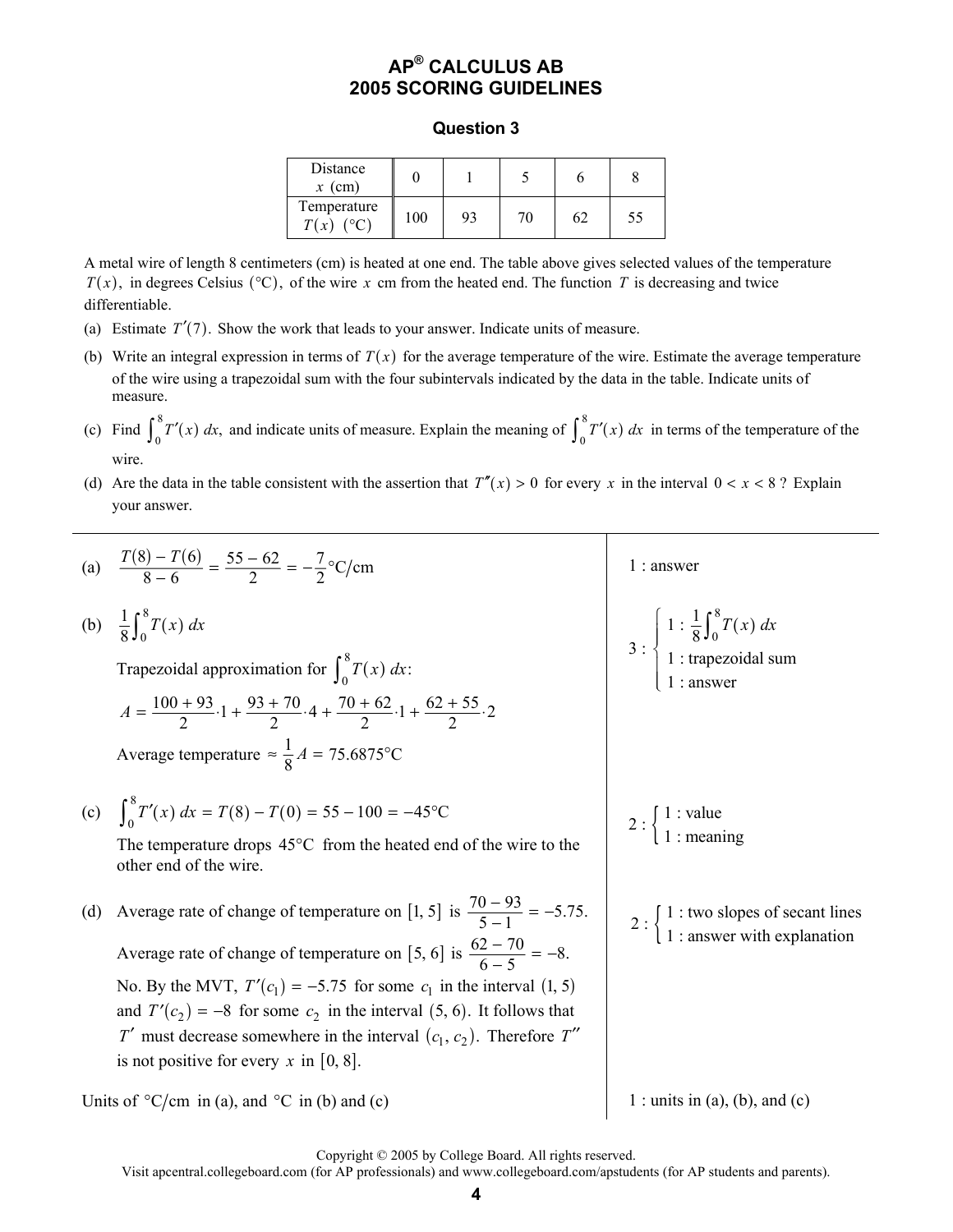# AP® CALCULUS AB
# 2005 SCORING GUIDELINES

## Question 3

| Distance $x$ (cm) | 0 | 1 | 5 | 6 | 8 |
|---|---|---|---|---|---|
| Temperature $T(x)$ (°C) | 100 | 93 | 70 | 62 | 55 |

A metal wire of length 8 centimeters (cm) is heated at one end. The table above gives selected values of the temperature $T(x)$, in degrees Celsius (°C), of the wire $x$ cm from the heated end. The function $T$ is decreasing and twice differentiable.

(a) Estimate $T'(7)$. Show the work that leads to your answer. Indicate units of measure.

(b) Write an integral expression in terms of $T(x)$ for the average temperature of the wire. Estimate the average temperature of the wire using a trapezoidal sum with the four subintervals indicated by the data in the table. Indicate units of measure.

(c) Find $\int_0^8 T'(x)\,dx$, and indicate units of measure. Explain the meaning of $\int_0^8 T'(x)\,dx$ in terms of the temperature of the wire.

(d) Are the data in the table consistent with the assertion that $T''(x) > 0$ for every $x$ in the interval $0 < x < 8$? Explain your answer.

---

(a) $\dfrac{T(8) - T(6)}{8 - 6} = \dfrac{55 - 62}{2} = -\dfrac{7}{2}\text{°C/cm}$

1 : answer

(b) $\dfrac{1}{8}\int_0^8 T(x)\,dx$

Trapezoidal approximation for $\int_0^8 T(x)\,dx$:

$$A = \frac{100 + 93}{2}\cdot 1 + \frac{93 + 70}{2}\cdot 4 + \frac{70 + 62}{2}\cdot 1 + \frac{62 + 55}{2}\cdot 2$$

Average temperature $\approx \dfrac{1}{8}A = 75.6875\text{°C}$

3 : { 1 : $\dfrac{1}{8}\int_0^8 T(x)\,dx$; 1 : trapezoidal sum; 1 : answer }

(c) $\int_0^8 T'(x)\,dx = T(8) - T(0) = 55 - 100 = -45\text{°C}$

The temperature drops 45°C from the heated end of the wire to the other end of the wire.

2 : { 1 : value; 1 : meaning }

(d) Average rate of change of temperature on $[1, 5]$ is $\dfrac{70 - 93}{5 - 1} = -5.75$.

Average rate of change of temperature on $[5, 6]$ is $\dfrac{62 - 70}{6 - 5} = -8$.

No. By the MVT, $T'(c_1) = -5.75$ for some $c_1$ in the interval $(1, 5)$ and $T'(c_2) = -8$ for some $c_2$ in the interval $(5, 6)$. It follows that $T'$ must decrease somewhere in the interval $(c_1, c_2)$. Therefore $T''$ is not positive for every $x$ in $[0, 8]$.

2 : { 1 : two slopes of secant lines; 1 : answer with explanation }

Units of °C/cm in (a), and °C in (b) and (c)

1 : units in (a), (b), and (c)

Copyright © 2005 by College Board. All rights reserved.
Visit apcentral.collegeboard.com (for AP professionals) and www.collegeboard.com/apstudents (for AP students and parents).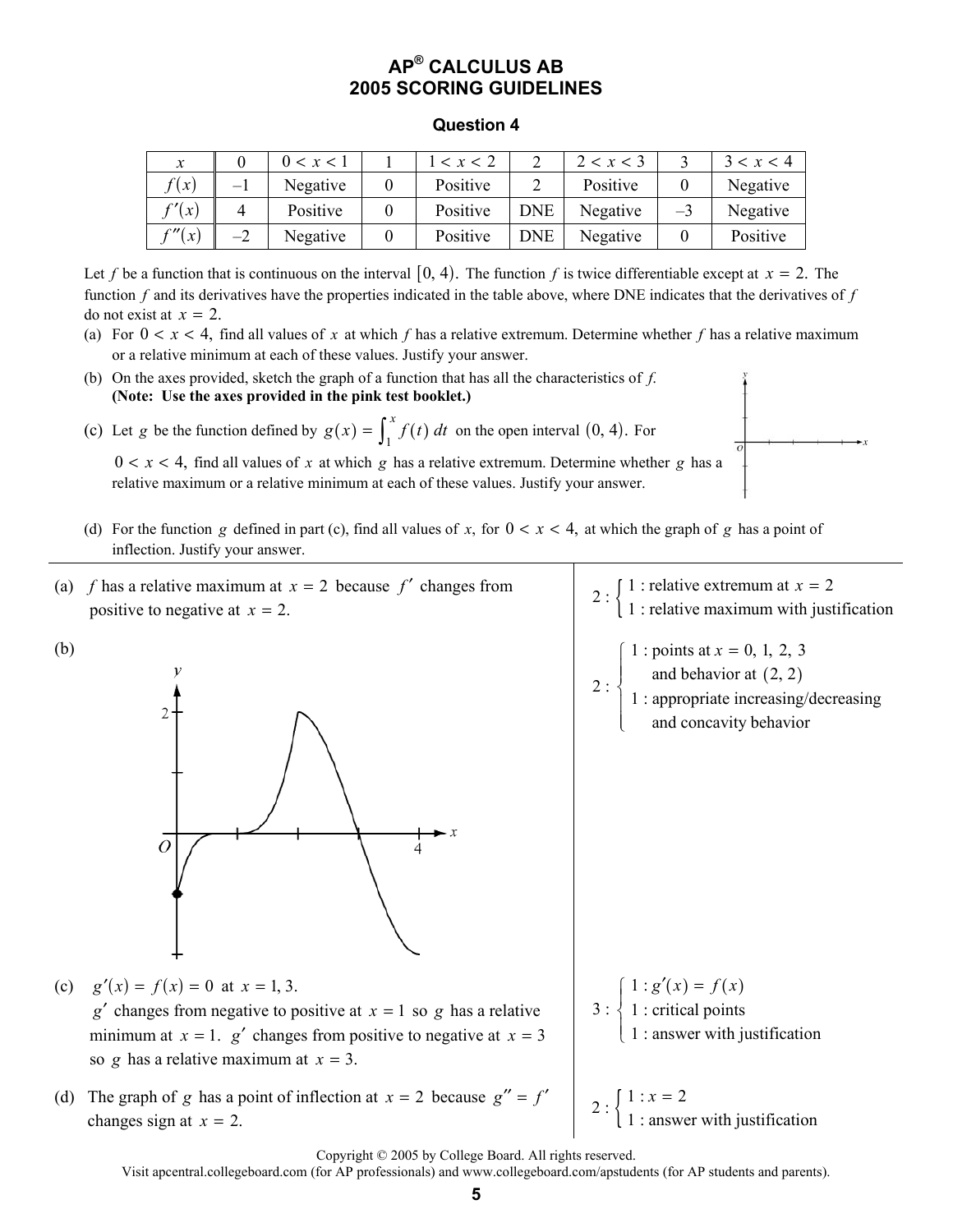# AP® CALCULUS AB
# 2005 SCORING GUIDELINES

## Question 4

| $x$ | 0 | $0 < x < 1$ | 1 | $1 < x < 2$ | 2 | $2 < x < 3$ | 3 | $3 < x < 4$ |
|---|---|---|---|---|---|---|---|---|
| $f(x)$ | $-1$ | Negative | 0 | Positive | 2 | Positive | 0 | Negative |
| $f'(x)$ | 4 | Positive | 0 | Positive | DNE | Negative | $-3$ | Negative |
| $f''(x)$ | $-2$ | Negative | 0 | Positive | DNE | Negative | 0 | Positive |

Let $f$ be a function that is continuous on the interval $[0, 4)$. The function $f$ is twice differentiable except at $x = 2$. The function $f$ and its derivatives have the properties indicated in the table above, where DNE indicates that the derivatives of $f$ do not exist at $x = 2$.

(a) For $0 < x < 4$, find all values of $x$ at which $f$ has a relative extremum. Determine whether $f$ has a relative maximum or a relative minimum at each of these values. Justify your answer.

(b) On the axes provided, sketch the graph of a function that has all the characteristics of $f$. **(Note: Use the axes provided in the pink test booklet.)**

(c) Let $g$ be the function defined by $g(x) = \int_1^x f(t)\,dt$ on the open interval $(0, 4)$. For $0 < x < 4$, find all values of $x$ at which $g$ has a relative extremum. Determine whether $g$ has a relative maximum or a relative minimum at each of these values. Justify your answer.

(d) For the function $g$ defined in part (c), find all values of $x$, for $0 < x < 4$, at which the graph of $g$ has a point of inflection. Justify your answer.

---

(a) $f$ has a relative maximum at $x = 2$ because $f'$ changes from positive to negative at $x = 2$.

$2: \begin{cases} 1 : \text{relative extremum at } x = 2 \\ 1 : \text{relative maximum with justification} \end{cases}$

(b)

$2: \begin{cases} 1 : \text{points at } x = 0, 1, 2, 3 \text{ and behavior at } (2, 2) \\ 1 : \text{appropriate increasing/decreasing and concavity behavior} \end{cases}$

(c) $g'(x) = f(x) = 0$ at $x = 1, 3$.
$g'$ changes from negative to positive at $x = 1$ so $g$ has a relative minimum at $x = 1$. $g'$ changes from positive to negative at $x = 3$ so $g$ has a relative maximum at $x = 3$.

$3: \begin{cases} 1 : g'(x) = f(x) \\ 1 : \text{critical points} \\ 1 : \text{answer with justification} \end{cases}$

(d) The graph of $g$ has a point of inflection at $x = 2$ because $g'' = f'$ changes sign at $x = 2$.

$2: \begin{cases} 1 : x = 2 \\ 1 : \text{answer with justification} \end{cases}$

Copyright © 2005 by College Board. All rights reserved.
Visit apcentral.collegeboard.com (for AP professionals) and www.collegeboard.com/apstudents (for AP students and parents).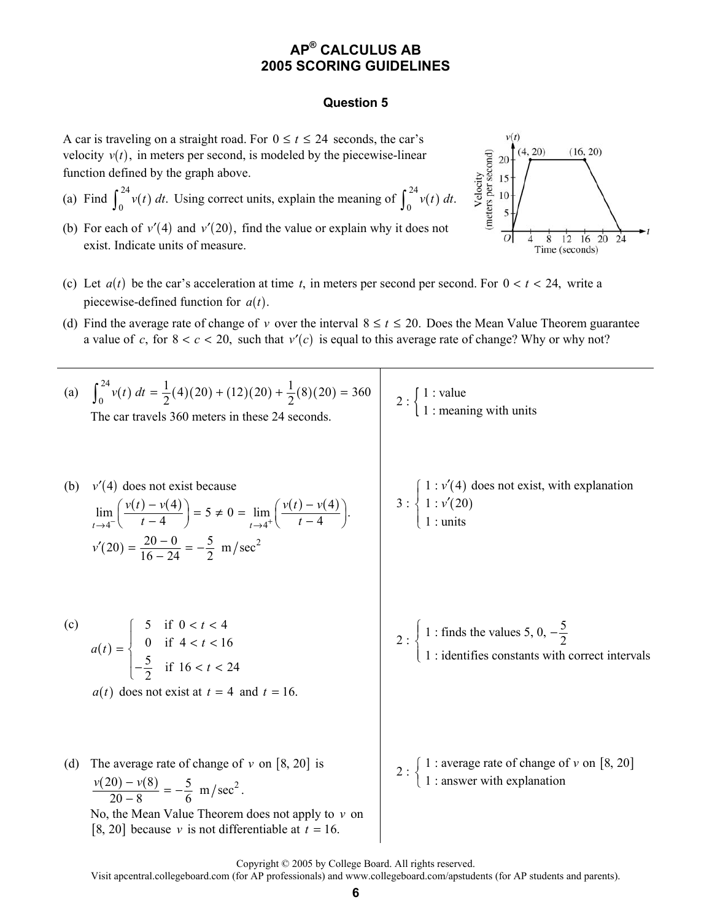# AP® CALCULUS AB 2005 SCORING GUIDELINES

## Question 5

A car is traveling on a straight road. For $0 \le t \le 24$ seconds, the car's velocity $v(t)$, in meters per second, is modeled by the piecewise-linear function defined by the graph above.

(a) Find $\int_0^{24} v(t)\,dt$. Using correct units, explain the meaning of $\int_0^{24} v(t)\,dt$.

(b) For each of $v'(4)$ and $v'(20)$, find the value or explain why it does not exist. Indicate units of measure.

(c) Let $a(t)$ be the car's acceleration at time $t$, in meters per second per second. For $0 < t < 24$, write a piecewise-defined function for $a(t)$.

(d) Find the average rate of change of $v$ over the interval $8 \le t \le 20$. Does the Mean Value Theorem guarantee a value of $c$, for $8 < c < 20$, such that $v'(c)$ is equal to this average rate of change? Why or why not?

---

| Solution | Scoring |
|---|---|
| (a) $\int_0^{24} v(t)\,dt = \frac{1}{2}(4)(20) + (12)(20) + \frac{1}{2}(8)(20) = 360$ <br> The car travels 360 meters in these 24 seconds. | $2: \begin{cases} 1: \text{value} \\ 1: \text{meaning with units} \end{cases}$ |
| (b) $v'(4)$ does not exist because <br> $\lim\limits_{t \to 4^-} \left( \frac{v(t) - v(4)}{t - 4} \right) = 5 \ne 0 = \lim\limits_{t \to 4^+} \left( \frac{v(t) - v(4)}{t - 4} \right)$. <br> $v'(20) = \frac{20 - 0}{16 - 24} = -\frac{5}{2}\ \text{m/sec}^2$ | $3: \begin{cases} 1: v'(4) \text{ does not exist, with explanation} \\ 1: v'(20) \\ 1: \text{units} \end{cases}$ |
| (c) $a(t) = \begin{cases} 5 & \text{if } 0 < t < 4 \\ 0 & \text{if } 4 < t < 16 \\ -\frac{5}{2} & \text{if } 16 < t < 24 \end{cases}$ <br> $a(t)$ does not exist at $t = 4$ and $t = 16$. | $2: \begin{cases} 1: \text{finds the values } 5, 0, -\frac{5}{2} \\ 1: \text{identifies constants with correct intervals} \end{cases}$ |
| (d) The average rate of change of $v$ on $[8, 20]$ is <br> $\frac{v(20) - v(8)}{20 - 8} = -\frac{5}{6}\ \text{m/sec}^2$. <br> No, the Mean Value Theorem does not apply to $v$ on $[8, 20]$ because $v$ is not differentiable at $t = 16$. | $2: \begin{cases} 1: \text{average rate of change of } v \text{ on } [8, 20] \\ 1: \text{answer with explanation} \end{cases}$ |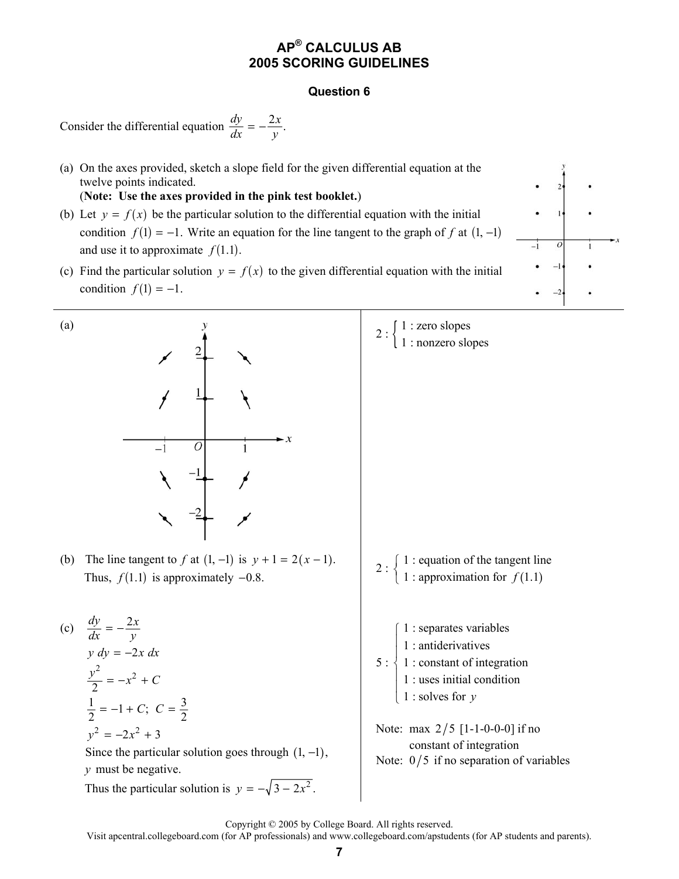# AP® CALCULUS AB
# 2005 SCORING GUIDELINES

## Question 6

Consider the differential equation $\frac{dy}{dx} = -\frac{2x}{y}$.

(a) On the axes provided, sketch a slope field for the given differential equation at the twelve points indicated.
(**Note: Use the axes provided in the pink test booklet.**)

(b) Let $y = f(x)$ be the particular solution to the differential equation with the initial condition $f(1) = -1$. Write an equation for the line tangent to the graph of $f$ at $(1, -1)$ and use it to approximate $f(1.1)$.

(c) Find the particular solution $y = f(x)$ to the given differential equation with the initial condition $f(1) = -1$.

y
2
1
−1 O 1 x
−1
−2

---

(a)

y
2
1
−1 O 1 x
−1
−2

$2 : \begin{cases} 1 : \text{zero slopes} \\ 1 : \text{nonzero slopes} \end{cases}$

(b) The line tangent to $f$ at $(1, -1)$ is $y + 1 = 2(x - 1)$.
Thus, $f(1.1)$ is approximately $-0.8$.

$2 : \begin{cases} 1 : \text{equation of the tangent line} \\ 1 : \text{approximation for } f(1.1) \end{cases}$

(c) $\frac{dy}{dx} = -\frac{2x}{y}$

$y\,dy = -2x\,dx$

$\frac{y^2}{2} = -x^2 + C$

$\frac{1}{2} = -1 + C;\ C = \frac{3}{2}$

$y^2 = -2x^2 + 3$

Since the particular solution goes through $(1, -1)$, $y$ must be negative.

Thus the particular solution is $y = -\sqrt{3 - 2x^2}$.

$5 : \begin{cases} 1 : \text{separates variables} \\ 1 : \text{antiderivatives} \\ 1 : \text{constant of integration} \\ 1 : \text{uses initial condition} \\ 1 : \text{solves for } y \end{cases}$

Note: max $2/5$ [1-1-0-0-0] if no constant of integration

Note: $0/5$ if no separation of variables